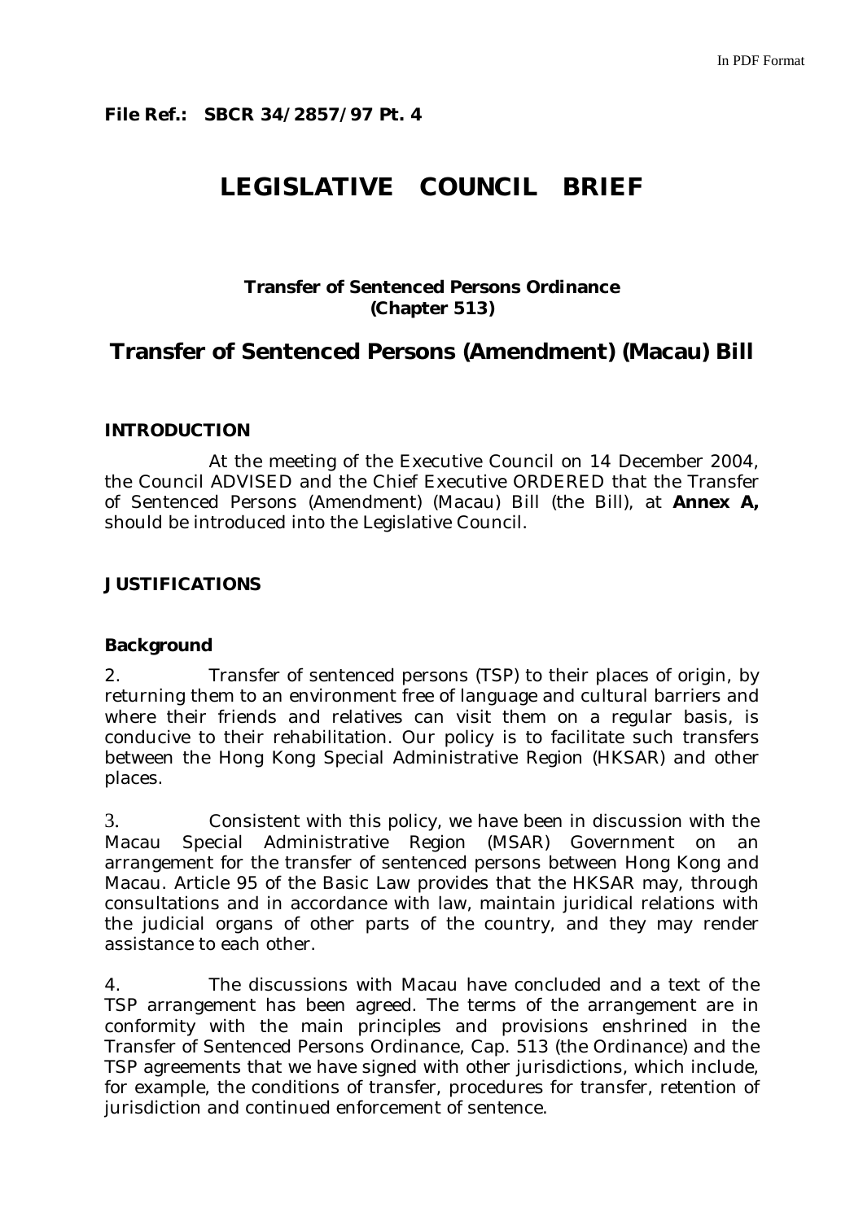File Ref.: SBCR 34/2857/97 Pt. 4

# LEGISLATIVE COUNCIL BRIEF

**Transfer of Sentenced Persons Ordinance (Chapter 513)**

## Transfer of Sentenced Persons (Amendment) (Macau) Bill

### INTRODUCTION

At the meeting of the Executive Council on 14 December 2004, the Council ADVISED and the Chief Executive ORDERED that the Transfer of Sentenced Persons (Amendment) (Macau) Bill (the Bill), at **Annex A,** should be introduced into the Legislative Council.

### JUSTIFICATIONS

#### Background

2. Transfer of sentenced persons (TSP) to their places of origin, by returning them to an environment free of language and cultural barriers and where their friends and relatives can visit them on a regular basis, is conducive to their rehabilitation. Our policy is to facilitate such transfers between the Hong Kong Special Administrative Region (HKSAR) and other places.

3. Consistent with this policy, we have been in discussion with the Macau Special Administrative Region (MSAR) Government on an arrangement for the transfer of sentenced persons between Hong Kong and Macau. Article 95 of the Basic Law provides that the HKSAR may, through consultations and in accordance with law, maintain juridical relations with the judicial organs of other parts of the country, and they may render assistance to each other.

4. The discussions with Macau have concluded and a text of the TSP arrangement has been agreed. The terms of the arrangement are in conformity with the main principles and provisions enshrined in the Transfer of Sentenced Persons Ordinance, Cap. 513 (the Ordinance) and the TSP agreements that we have signed with other jurisdictions, which include, for example, the conditions of transfer, procedures for transfer, retention of jurisdiction and continued enforcement of sentence.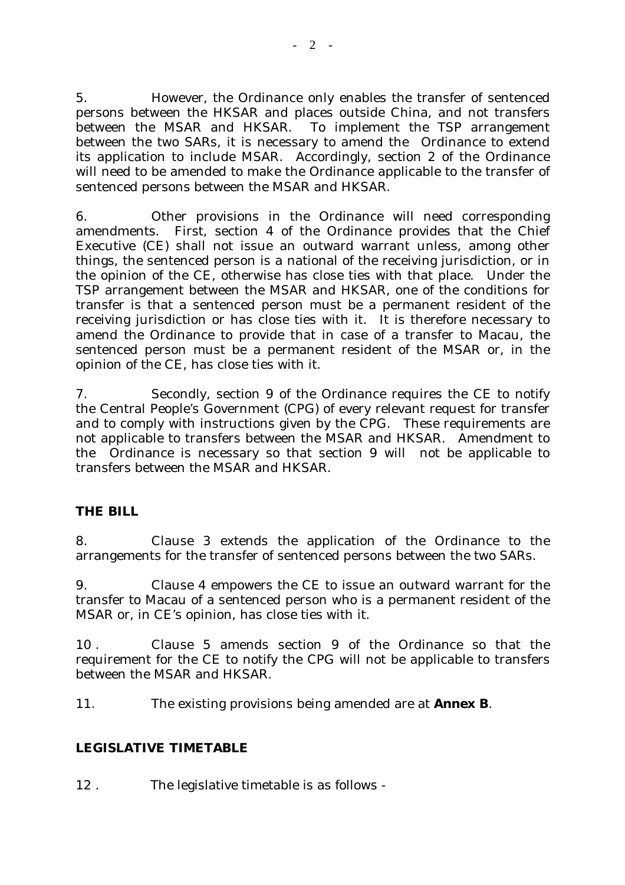5. However, the Ordinance only enables the transfer of sentenced persons between the HKSAR and places outside China, and not transfers between the MSAR and HKSAR. To implement the TSP arrangement between the two SARs, it is necessary to amend the Ordinance to extend its application to include MSAR. Accordingly, section 2 of the Ordinance will need to be amended to make the Ordinance applicable to the transfer of sentenced persons between the MSAR and HKSAR.

6. Other provisions in the Ordinance will need corresponding amendments. First, section 4 of the Ordinance provides that the Chief Executive (CE) shall not issue an outward warrant unless, among other things, the sentenced person is a national of the receiving jurisdiction, or in the opinion of the CE, otherwise has close ties with that place. Under the TSP arrangement between the MSAR and HKSAR, one of the conditions for transfer is that a sentenced person must be a permanent resident of the receiving jurisdiction or has close ties with it. It is therefore necessary to amend the Ordinance to provide that in case of a transfer to Macau, the sentenced person must be a permanent resident of the MSAR or, in the opinion of the CE, has close ties with it.

7. Secondly, section 9 of the Ordinance requires the CE to notify the Central People's Government (CPG) of every relevant request for transfer and to comply with instructions given by the CPG. These requirements are not applicable to transfers between the MSAR and HKSAR. Amendment to the Ordinance is necessary so that section 9 will not be applicable to transfers between the MSAR and HKSAR.

## THE BILL

8. Clause 3 extends the application of the Ordinance to the arrangements for the transfer of sentenced persons between the two SARs.

9. Clause 4 empowers the CE to issue an outward warrant for the transfer to Macau of a sentenced person who is a permanent resident of the MSAR or, in CE's opinion, has close ties with it.

10 . Clause 5 amends section 9 of the Ordinance so that the requirement for the CE to notify the CPG will not be applicable to transfers between the MSAR and HKSAR.

11. The existing provisions being amended are at **Annex B**.

## LEGISLATIVE TIMETABLE

12 . The legislative timetable is as follows -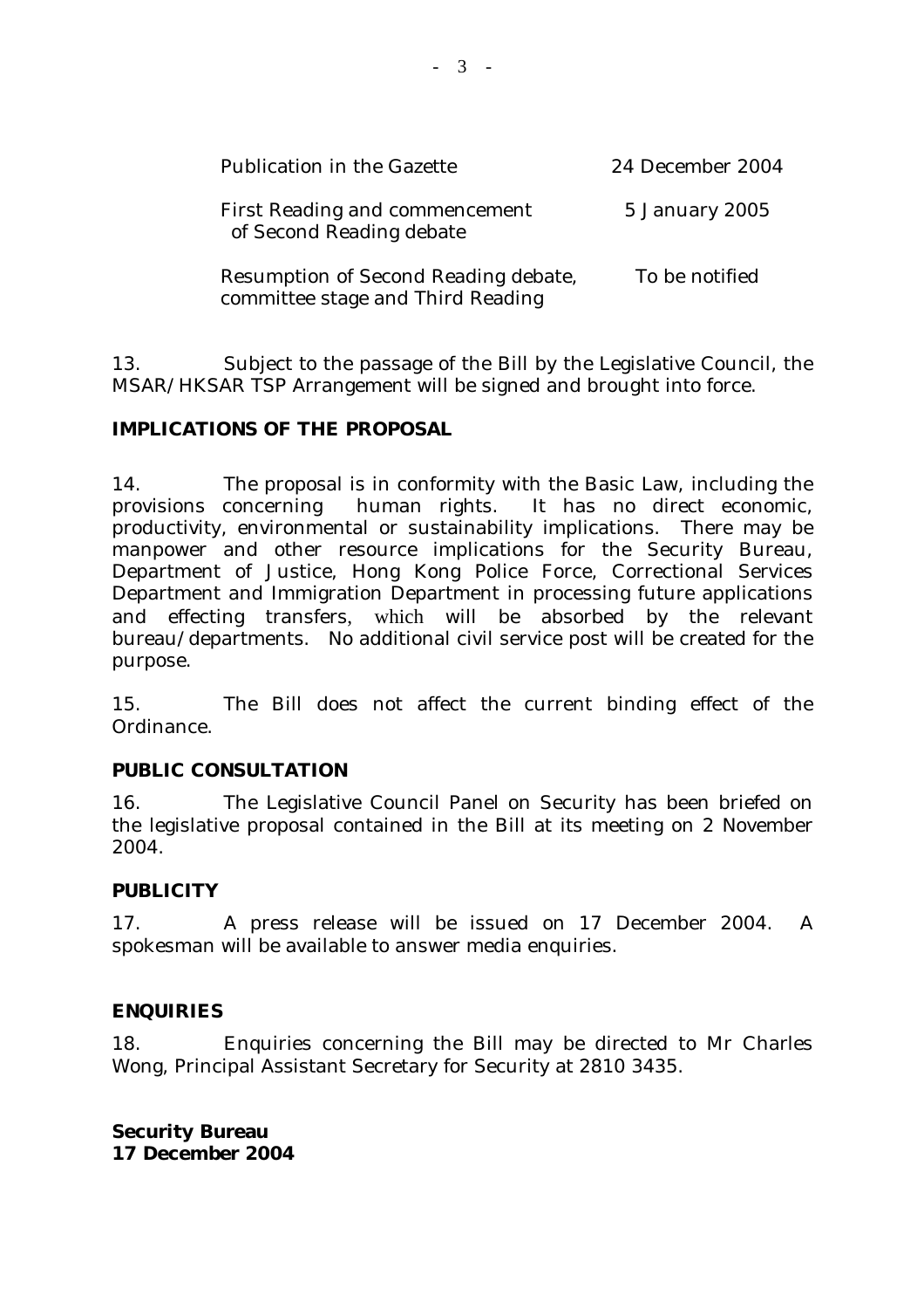| | |
|---|---|
| Publication in the Gazette | 24 December 2004 |
| First Reading and commencement of Second Reading debate | 5 January 2005 |
| Resumption of Second Reading debate, committee stage and Third Reading | To be notified |

13. Subject to the passage of the Bill by the Legislative Council, the MSAR/HKSAR TSP Arrangement will be signed and brought into force.

## IMPLICATIONS OF THE PROPOSAL

14. The proposal is in conformity with the Basic Law, including the provisions concerning human rights. It has no direct economic, productivity, environmental or sustainability implications. There may be manpower and other resource implications for the Security Bureau, Department of Justice, Hong Kong Police Force, Correctional Services Department and Immigration Department in processing future applications and effecting transfers, which will be absorbed by the relevant bureau/departments. No additional civil service post will be created for the purpose.

15. The Bill does not affect the current binding effect of the Ordinance.

## PUBLIC CONSULTATION

16. The Legislative Council Panel on Security has been briefed on the legislative proposal contained in the Bill at its meeting on 2 November 2004.

## PUBLICITY

17. A press release will be issued on 17 December 2004. A spokesman will be available to answer media enquiries.

## ENQUIRIES

18. Enquiries concerning the Bill may be directed to Mr Charles Wong, Principal Assistant Secretary for Security at 2810 3435.

**Security Bureau**
**17 December 2004**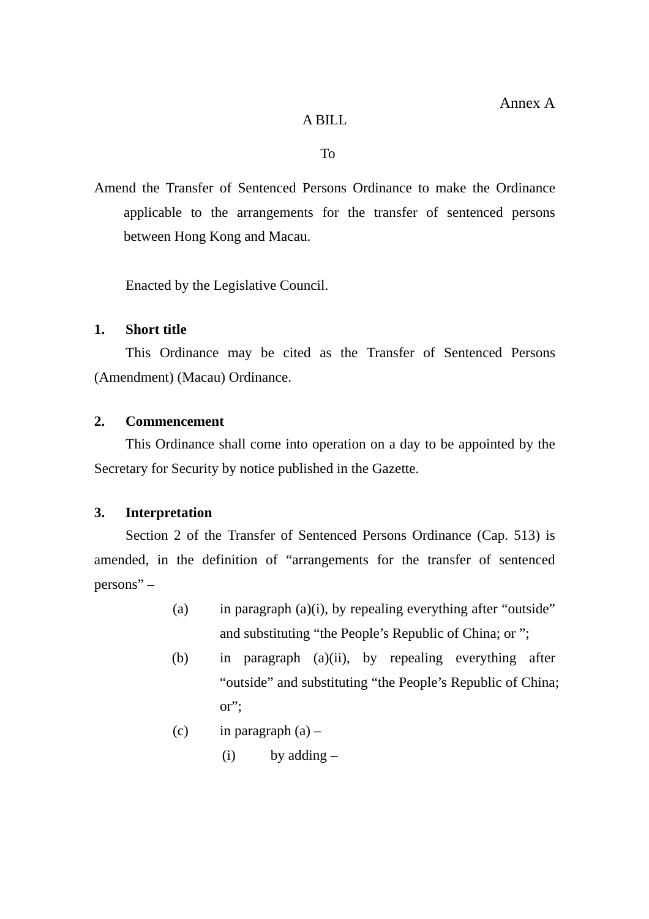Annex A

A BILL

To

Amend the Transfer of Sentenced Persons Ordinance to make the Ordinance applicable to the arrangements for the transfer of sentenced persons between Hong Kong and Macau.

Enacted by the Legislative Council.

**1. Short title**

This Ordinance may be cited as the Transfer of Sentenced Persons (Amendment) (Macau) Ordinance.

**2. Commencement**

This Ordinance shall come into operation on a day to be appointed by the Secretary for Security by notice published in the Gazette.

**3. Interpretation**

Section 2 of the Transfer of Sentenced Persons Ordinance (Cap. 513) is amended, in the definition of "arrangements for the transfer of sentenced persons" –

(a) in paragraph (a)(i), by repealing everything after "outside" and substituting "the People's Republic of China; or ";

(b) in paragraph (a)(ii), by repealing everything after "outside" and substituting "the People's Republic of China; or";

(c) in paragraph (a) –

(i) by adding –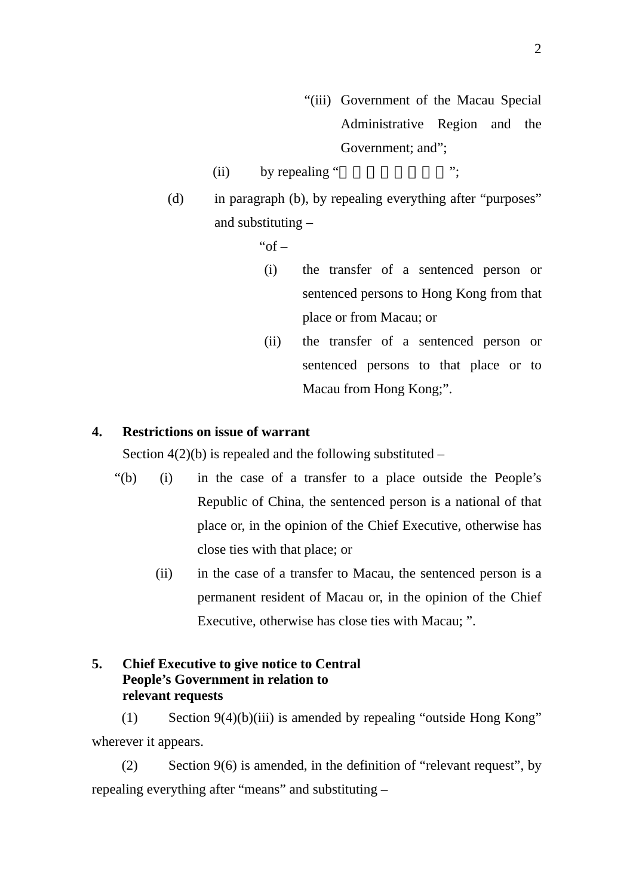"(iii) Government of the Macau Special Administrative Region and the Government; and";

(ii) by repealing "　　　　　　　";

(d) in paragraph (b), by repealing everything after "purposes" and substituting –

"of –

(i) the transfer of a sentenced person or sentenced persons to Hong Kong from that place or from Macau; or

(ii) the transfer of a sentenced person or sentenced persons to that place or to Macau from Hong Kong;".

**4. Restrictions on issue of warrant**

Section 4(2)(b) is repealed and the following substituted –

"(b) (i) in the case of a transfer to a place outside the People's Republic of China, the sentenced person is a national of that place or, in the opinion of the Chief Executive, otherwise has close ties with that place; or

(ii) in the case of a transfer to Macau, the sentenced person is a permanent resident of Macau or, in the opinion of the Chief Executive, otherwise has close ties with Macau; ".

**5. Chief Executive to give notice to Central People's Government in relation to relevant requests**

(1) Section 9(4)(b)(iii) is amended by repealing "outside Hong Kong" wherever it appears.

(2) Section 9(6) is amended, in the definition of "relevant request", by repealing everything after "means" and substituting –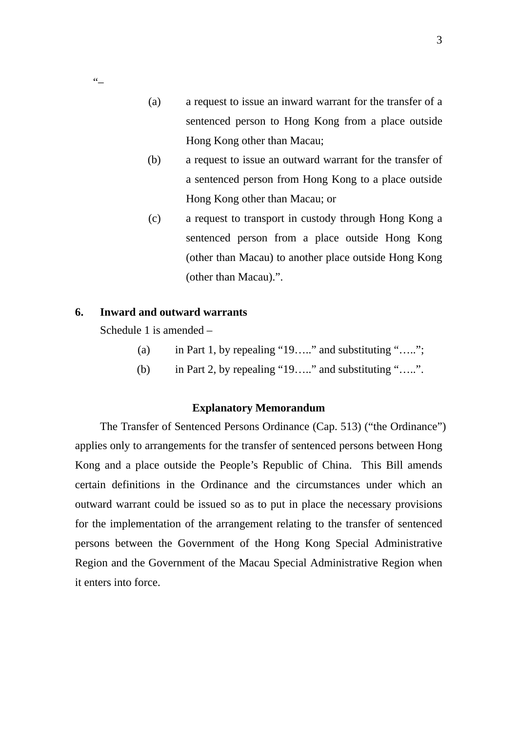"–

(a) a request to issue an inward warrant for the transfer of a sentenced person to Hong Kong from a place outside Hong Kong other than Macau;

(b) a request to issue an outward warrant for the transfer of a sentenced person from Hong Kong to a place outside Hong Kong other than Macau; or

(c) a request to transport in custody through Hong Kong a sentenced person from a place outside Hong Kong (other than Macau) to another place outside Hong Kong (other than Macau).".

**6. Inward and outward warrants**

Schedule 1 is amended –

(a) in Part 1, by repealing "19….." and substituting "…..";

(b) in Part 2, by repealing "19….." and substituting "…..".

**Explanatory Memorandum**

The Transfer of Sentenced Persons Ordinance (Cap. 513) ("the Ordinance") applies only to arrangements for the transfer of sentenced persons between Hong Kong and a place outside the People's Republic of China. This Bill amends certain definitions in the Ordinance and the circumstances under which an outward warrant could be issued so as to put in place the necessary provisions for the implementation of the arrangement relating to the transfer of sentenced persons between the Government of the Hong Kong Special Administrative Region and the Government of the Macau Special Administrative Region when it enters into force.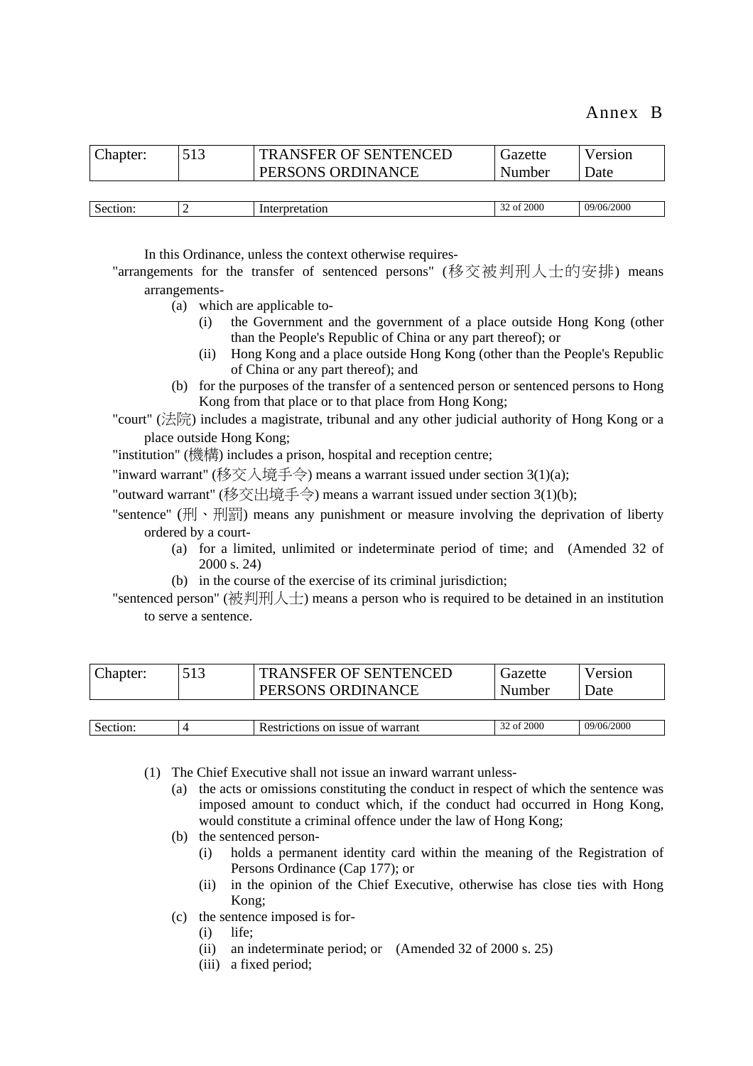Annex B

| Chapter: | 513 | TRANSFER OF SENTENCED PERSONS ORDINANCE | Gazette Number | Version Date |
|---|---|---|---|---|
| Section: | 2 | Interpretation | 32 of 2000 | 09/06/2000 |

In this Ordinance, unless the context otherwise requires-

"arrangements for the transfer of sentenced persons" (移交被判刑人士的安排) means arrangements-

- (a) which are applicable to-
  - (i) the Government and the government of a place outside Hong Kong (other than the People's Republic of China or any part thereof); or
  - (ii) Hong Kong and a place outside Hong Kong (other than the People's Republic of China or any part thereof); and
- (b) for the purposes of the transfer of a sentenced person or sentenced persons to Hong Kong from that place or to that place from Hong Kong;

"court" (法院) includes a magistrate, tribunal and any other judicial authority of Hong Kong or a place outside Hong Kong;

"institution" (機構) includes a prison, hospital and reception centre;

"inward warrant" (移交入境手令) means a warrant issued under section 3(1)(a);

"outward warrant" (移交出境手令) means a warrant issued under section 3(1)(b);

"sentence" (刑、刑罰) means any punishment or measure involving the deprivation of liberty ordered by a court-

- (a) for a limited, unlimited or indeterminate period of time; and (Amended 32 of 2000 s. 24)
- (b) in the course of the exercise of its criminal jurisdiction;

"sentenced person" (被判刑人士) means a person who is required to be detained in an institution to serve a sentence.

| Chapter: | 513 | TRANSFER OF SENTENCED PERSONS ORDINANCE | Gazette Number | Version Date |
|---|---|---|---|---|
| Section: | 4 | Restrictions on issue of warrant | 32 of 2000 | 09/06/2000 |

(1) The Chief Executive shall not issue an inward warrant unless-

- (a) the acts or omissions constituting the conduct in respect of which the sentence was imposed amount to conduct which, if the conduct had occurred in Hong Kong, would constitute a criminal offence under the law of Hong Kong;
- (b) the sentenced person-
  - (i) holds a permanent identity card within the meaning of the Registration of Persons Ordinance (Cap 177); or
  - (ii) in the opinion of the Chief Executive, otherwise has close ties with Hong Kong;
- (c) the sentence imposed is for-
  - (i) life;
  - (ii) an indeterminate period; or (Amended 32 of 2000 s. 25)
  - (iii) a fixed period;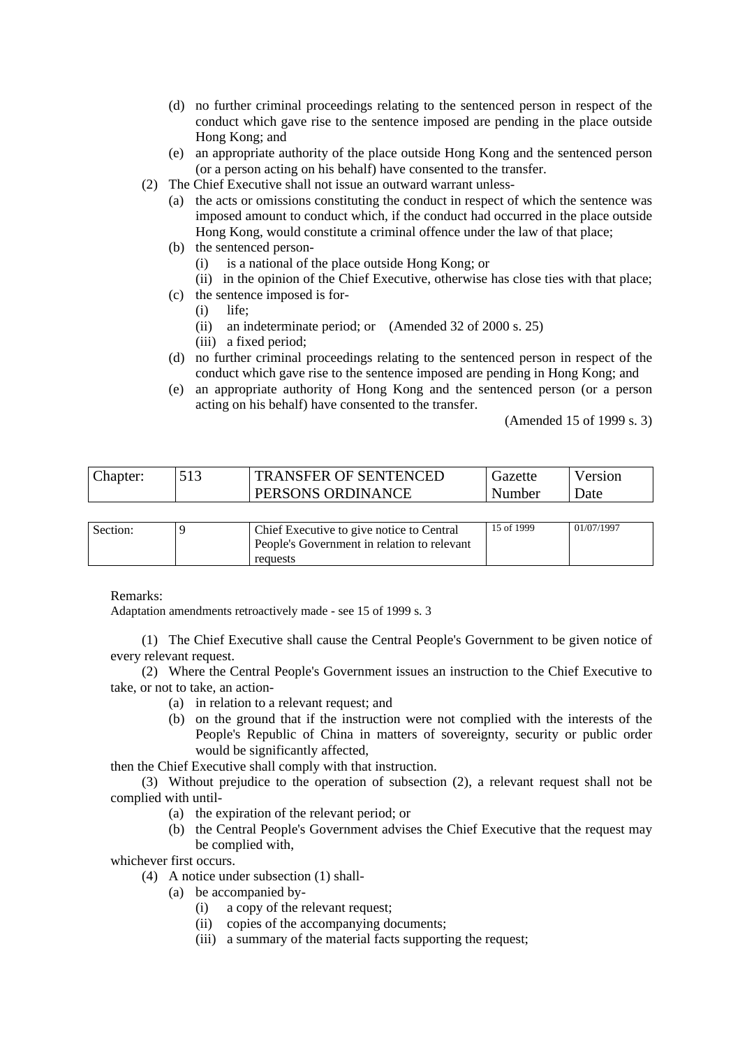(d) no further criminal proceedings relating to the sentenced person in respect of the conduct which gave rise to the sentence imposed are pending in the place outside Hong Kong; and

(e) an appropriate authority of the place outside Hong Kong and the sentenced person (or a person acting on his behalf) have consented to the transfer.

(2) The Chief Executive shall not issue an outward warrant unless-

(a) the acts or omissions constituting the conduct in respect of which the sentence was imposed amount to conduct which, if the conduct had occurred in the place outside Hong Kong, would constitute a criminal offence under the law of that place;

(b) the sentenced person-

(i) is a national of the place outside Hong Kong; or

(ii) in the opinion of the Chief Executive, otherwise has close ties with that place;

(c) the sentence imposed is for-

(i) life;

(ii) an indeterminate period; or (Amended 32 of 2000 s. 25)

(iii) a fixed period;

(d) no further criminal proceedings relating to the sentenced person in respect of the conduct which gave rise to the sentence imposed are pending in Hong Kong; and

(e) an appropriate authority of Hong Kong and the sentenced person (or a person acting on his behalf) have consented to the transfer.

(Amended 15 of 1999 s. 3)

| Chapter: | 513 | TRANSFER OF SENTENCED PERSONS ORDINANCE | Gazette Number | Version Date |
|---|---|---|---|---|

| Section: | 9 | Chief Executive to give notice to Central People's Government in relation to relevant requests | 15 of 1999 | 01/07/1997 |
|---|---|---|---|---|

Remarks:
Adaptation amendments retroactively made - see 15 of 1999 s. 3

(1) The Chief Executive shall cause the Central People's Government to be given notice of every relevant request.

(2) Where the Central People's Government issues an instruction to the Chief Executive to take, or not to take, an action-

(a) in relation to a relevant request; and

(b) on the ground that if the instruction were not complied with the interests of the People's Republic of China in matters of sovereignty, security or public order would be significantly affected,

then the Chief Executive shall comply with that instruction.

(3) Without prejudice to the operation of subsection (2), a relevant request shall not be complied with until-

(a) the expiration of the relevant period; or

(b) the Central People's Government advises the Chief Executive that the request may be complied with,

whichever first occurs.

(4) A notice under subsection (1) shall-

(a) be accompanied by-

(i) a copy of the relevant request;

(ii) copies of the accompanying documents;

(iii) a summary of the material facts supporting the request;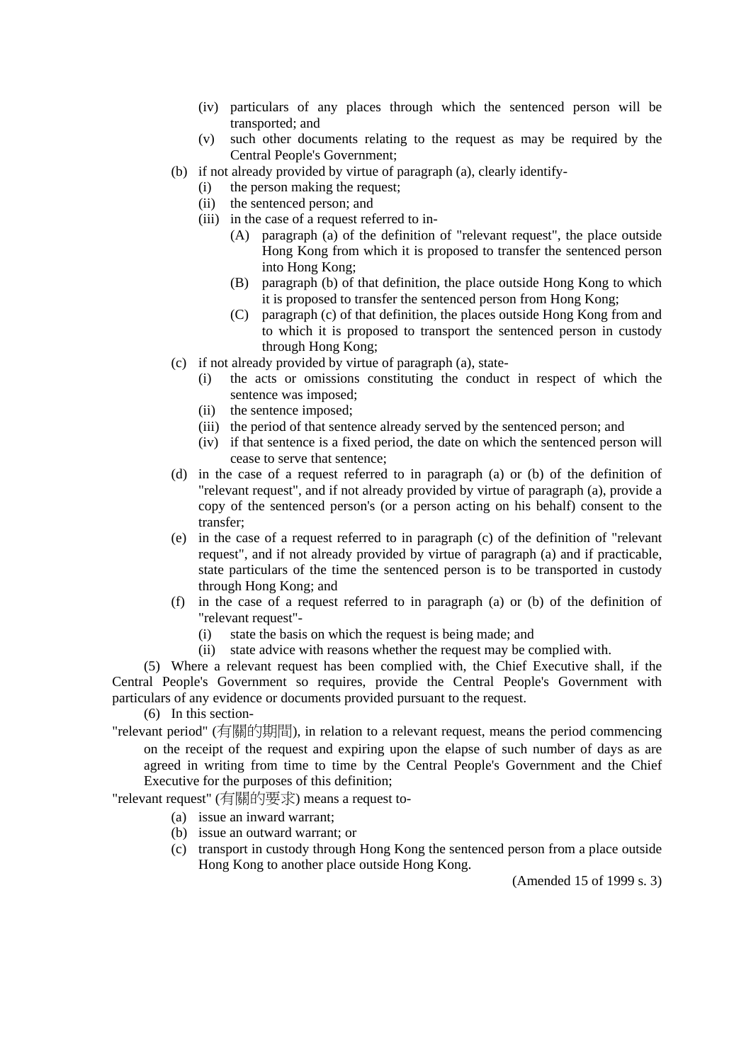(iv) particulars of any places through which the sentenced person will be transported; and

(v) such other documents relating to the request as may be required by the Central People's Government;

(b) if not already provided by virtue of paragraph (a), clearly identify-

(i) the person making the request;

(ii) the sentenced person; and

(iii) in the case of a request referred to in-

(A) paragraph (a) of the definition of "relevant request", the place outside Hong Kong from which it is proposed to transfer the sentenced person into Hong Kong;

(B) paragraph (b) of that definition, the place outside Hong Kong to which it is proposed to transfer the sentenced person from Hong Kong;

(C) paragraph (c) of that definition, the places outside Hong Kong from and to which it is proposed to transport the sentenced person in custody through Hong Kong;

(c) if not already provided by virtue of paragraph (a), state-

(i) the acts or omissions constituting the conduct in respect of which the sentence was imposed;

(ii) the sentence imposed;

(iii) the period of that sentence already served by the sentenced person; and

(iv) if that sentence is a fixed period, the date on which the sentenced person will cease to serve that sentence;

(d) in the case of a request referred to in paragraph (a) or (b) of the definition of "relevant request", and if not already provided by virtue of paragraph (a), provide a copy of the sentenced person's (or a person acting on his behalf) consent to the transfer;

(e) in the case of a request referred to in paragraph (c) of the definition of "relevant request", and if not already provided by virtue of paragraph (a) and if practicable, state particulars of the time the sentenced person is to be transported in custody through Hong Kong; and

(f) in the case of a request referred to in paragraph (a) or (b) of the definition of "relevant request"-

(i) state the basis on which the request is being made; and

(ii) state advice with reasons whether the request may be complied with.

(5) Where a relevant request has been complied with, the Chief Executive shall, if the Central People's Government so requires, provide the Central People's Government with particulars of any evidence or documents provided pursuant to the request.

(6) In this section-

"relevant period" (有關的期間), in relation to a relevant request, means the period commencing on the receipt of the request and expiring upon the elapse of such number of days as are agreed in writing from time to time by the Central People's Government and the Chief Executive for the purposes of this definition;

"relevant request" (有關的要求) means a request to-

(a) issue an inward warrant;

(b) issue an outward warrant; or

(c) transport in custody through Hong Kong the sentenced person from a place outside Hong Kong to another place outside Hong Kong.

(Amended 15 of 1999 s. 3)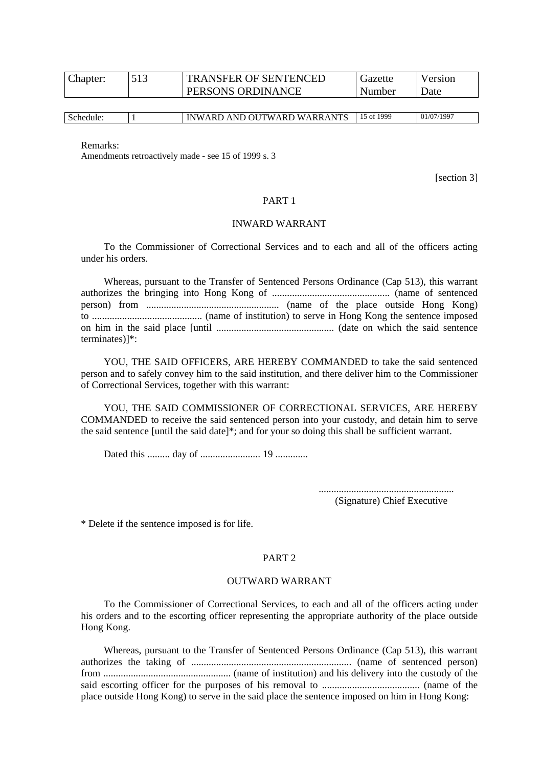| Chapter: | 513 | TRANSFER OF SENTENCED PERSONS ORDINANCE | Gazette Number | Version Date |
|---|---|---|---|---|

| Schedule: | 1 | INWARD AND OUTWARD WARRANTS | 15 of 1999 | 01/07/1997 |
|---|---|---|---|---|

Remarks:
Amendments retroactively made - see 15 of 1999 s. 3

[section 3]

PART 1

INWARD WARRANT

To the Commissioner of Correctional Services and to each and all of the officers acting under his orders.

Whereas, pursuant to the Transfer of Sentenced Persons Ordinance (Cap 513), this warrant authorizes the bringing into Hong Kong of ............................................... (name of sentenced person) from ..................................................... (name of the place outside Hong Kong) to ............................................ (name of institution) to serve in Hong Kong the sentence imposed on him in the said place [until ............................................... (date on which the said sentence terminates)]*:

YOU, THE SAID OFFICERS, ARE HEREBY COMMANDED to take the said sentenced person and to safely convey him to the said institution, and there deliver him to the Commissioner of Correctional Services, together with this warrant:

YOU, THE SAID COMMISSIONER OF CORRECTIONAL SERVICES, ARE HEREBY COMMANDED to receive the said sentenced person into your custody, and detain him to serve the said sentence [until the said date]*; and for your so doing this shall be sufficient warrant.

Dated this ......... day of ........................ 19 .............

......................................................
(Signature) Chief Executive

* Delete if the sentence imposed is for life.

PART 2

OUTWARD WARRANT

To the Commissioner of Correctional Services, to each and all of the officers acting under his orders and to the escorting officer representing the appropriate authority of the place outside Hong Kong.

Whereas, pursuant to the Transfer of Sentenced Persons Ordinance (Cap 513), this warrant authorizes the taking of ................................................................ (name of sentenced person) from ................................................... (name of institution) and his delivery into the custody of the said escorting officer for the purposes of his removal to ....................................... (name of the place outside Hong Kong) to serve in the said place the sentence imposed on him in Hong Kong: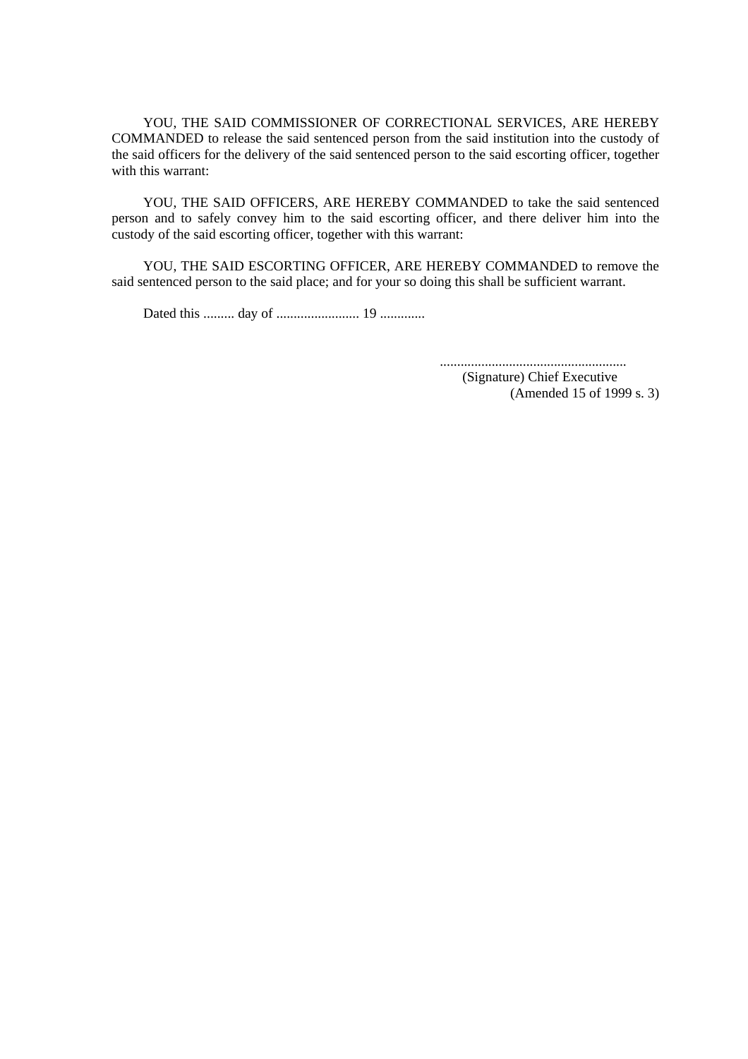YOU, THE SAID COMMISSIONER OF CORRECTIONAL SERVICES, ARE HEREBY COMMANDED to release the said sentenced person from the said institution into the custody of the said officers for the delivery of the said sentenced person to the said escorting officer, together with this warrant:

YOU, THE SAID OFFICERS, ARE HEREBY COMMANDED to take the said sentenced person and to safely convey him to the said escorting officer, and there deliver him into the custody of the said escorting officer, together with this warrant:

YOU, THE SAID ESCORTING OFFICER, ARE HEREBY COMMANDED to remove the said sentenced person to the said place; and for your so doing this shall be sufficient warrant.

Dated this ......... day of ........................ 19 .............

......................................................
(Signature) Chief Executive
(Amended 15 of 1999 s. 3)